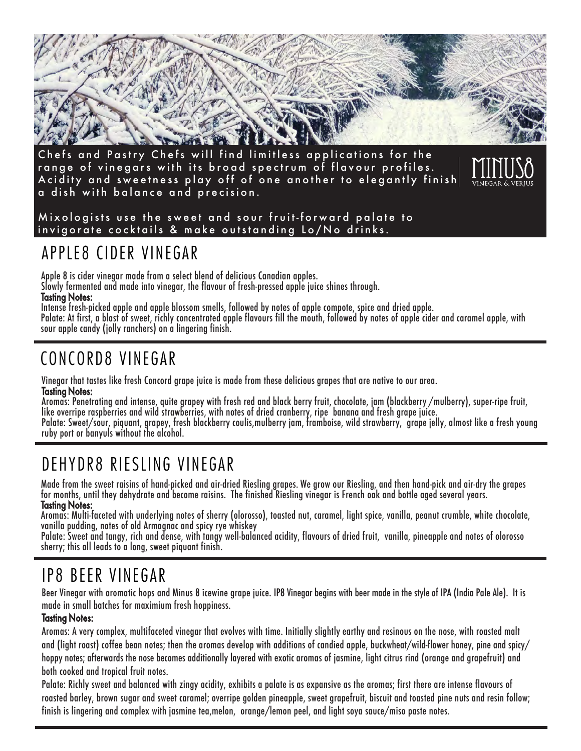Chefs and Pastry Chefs will find limitless applications for the range of vinegars with its broad spectrum of flavour profiles. Acidity and sweetness play off of one another to elegantly finish a dish with balance and precision.

MINUS8
VINEGAR & VERJUS

Mixologists use the sweet and sour fruit-forward palate to invigorate cocktails & make outstanding Lo/No drinks.

## APPLE8 CIDER VINEGAR

Apple 8 is cider vinegar made from a select blend of delicious Canadian apples.
Slowly fermented and made into vinegar, the flavour of fresh-pressed apple juice shines through.

**Tasting Notes:**

Intense fresh-picked apple and apple blossom smells, followed by notes of apple compote, spice and dried apple.
Palate: At first, a blast of sweet, richly concentrated apple flavours fill the mouth, followed by notes of apple cider and caramel apple, with sour apple candy (jolly ranchers) on a lingering finish.

## CONCORD8 VINEGAR

Vinegar that tastes like fresh Concord grape juice is made from these delicious grapes that are native to our area.

**Tasting Notes:**

Aromas: Penetrating and intense, quite grapey with fresh red and black berry fruit, chocolate, jam (blackberry /mulberry), super-ripe fruit, like overripe raspberries and wild strawberries, with notes of dried cranberry, ripe banana and fresh grape juice.
Palate: Sweet/sour, piquant, grapey, fresh blackberry coulis,mulberry jam, framboise, wild strawberry, grape jelly, almost like a fresh young ruby port or banyuls without the alcohol.

## DEHYDR8 RIESLING VINEGAR

Made from the sweet raisins of hand-picked and air-dried Riesling grapes. We grow our Riesling, and then hand-pick and air-dry the grapes for months, until they dehydrate and become raisins. The finished Riesling vinegar is French oak and bottle aged several years.

**Tasting Notes:**

Aromas: Multi-faceted with underlying notes of sherry (olorosso), toasted nut, caramel, light spice, vanilla, peanut crumble, white chocolate, vanilla pudding, notes of old Armagnac and spicy rye whiskey
Palate: Sweet and tangy, rich and dense, with tangy well-balanced acidity, flavours of dried fruit, vanilla, pineapple and notes of olorosso sherry; this all leads to a long, sweet piquant finish.

## IP8 BEER VINEGAR

Beer Vinegar with aromatic hops and Minus 8 icewine grape juice. IP8 Vinegar begins with beer made in the style of IPA (India Pale Ale). It is made in small batches for maximium fresh hoppiness.

**Tasting Notes:**

Aromas: A very complex, multifaceted vinegar that evolves with time. Initially slightly earthy and resinous on the nose, with roasted malt and (light roast) coffee bean notes; then the aromas develop with additions of candied apple, buckwheat/wild-flower honey, pine and spicy/ hoppy notes; afterwards the nose becomes additionally layered with exotic aromas of jasmine, light citrus rind (orange and grapefruit) and both cooked and tropical fruit notes.
Palate: Richly sweet and balanced with zingy acidity, exhibits a palate is as expansive as the aromas; first there are intense flavours of roasted barley, brown sugar and sweet caramel; overripe golden pineapple, sweet grapefruit, biscuit and toasted pine nuts and resin follow; finish is lingering and complex with jasmine tea,melon, orange/lemon peel, and light soya sauce/miso paste notes.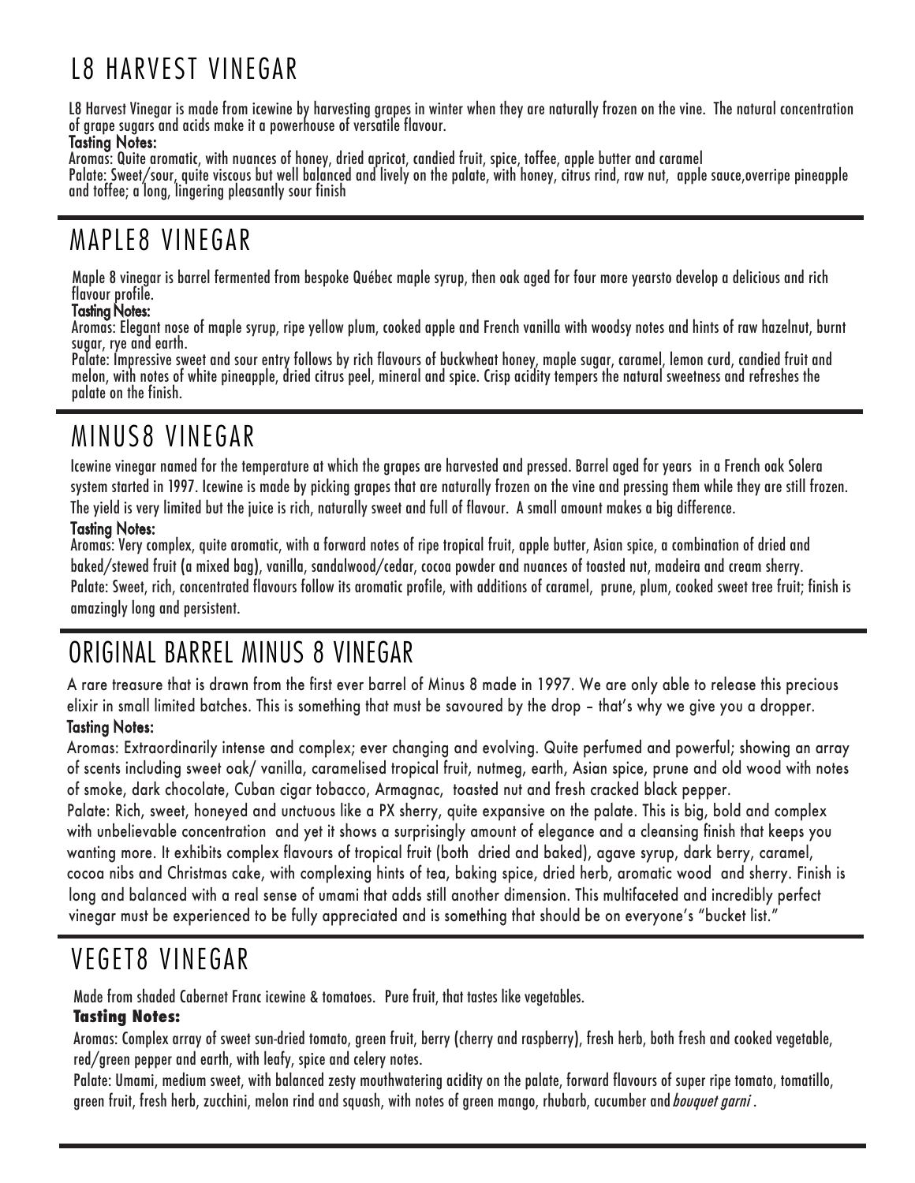## L8 HARVEST VINEGAR

L8 Harvest Vinegar is made from icewine by harvesting grapes in winter when they are naturally frozen on the vine. The natural concentration of grape sugars and acids make it a powerhouse of versatile flavour.

**Tasting Notes:**

Aromas: Quite aromatic, with nuances of honey, dried apricot, candied fruit, spice, toffee, apple butter and caramel

Palate: Sweet/sour, quite viscous but well balanced and lively on the palate, with honey, citrus rind, raw nut, apple sauce,overripe pineapple and toffee; a long, lingering pleasantly sour finish

---

## MAPLE8 VINEGAR

Maple 8 vinegar is barrel fermented from bespoke Québec maple syrup, then oak aged for four more yearsto develop a delicious and rich flavour profile.

**Tasting Notes:**

Aromas: Elegant nose of maple syrup, ripe yellow plum, cooked apple and French vanilla with woodsy notes and hints of raw hazelnut, burnt sugar, rye and earth.

Palate: Impressive sweet and sour entry follows by rich flavours of buckwheat honey, maple sugar, caramel, lemon curd, candied fruit and melon, with notes of white pineapple, dried citrus peel, mineral and spice. Crisp acidity tempers the natural sweetness and refreshes the palate on the finish.

---

## MINUS8 VINEGAR

Icewine vinegar named for the temperature at which the grapes are harvested and pressed. Barrel aged for years in a French oak Solera system started in 1997. Icewine is made by picking grapes that are naturally frozen on the vine and pressing them while they are still frozen. The yield is very limited but the juice is rich, naturally sweet and full of flavour. A small amount makes a big difference.

**Tasting Notes:**

Aromas: Very complex, quite aromatic, with a forward notes of ripe tropical fruit, apple butter, Asian spice, a combination of dried and baked/stewed fruit (a mixed bag), vanilla, sandalwood/cedar, cocoa powder and nuances of toasted nut, madeira and cream sherry.

Palate: Sweet, rich, concentrated flavours follow its aromatic profile, with additions of caramel, prune, plum, cooked sweet tree fruit; finish is amazingly long and persistent.

---

## ORIGINAL BARREL MINUS 8 VINEGAR

A rare treasure that is drawn from the first ever barrel of Minus 8 made in 1997. We are only able to release this precious elixir in small limited batches. This is something that must be savoured by the drop – that's why we give you a dropper.

**Tasting Notes:**

Aromas: Extraordinarily intense and complex; ever changing and evolving. Quite perfumed and powerful; showing an array of scents including sweet oak/ vanilla, caramelised tropical fruit, nutmeg, earth, Asian spice, prune and old wood with notes of smoke, dark chocolate, Cuban cigar tobacco, Armagnac, toasted nut and fresh cracked black pepper.

Palate: Rich, sweet, honeyed and unctuous like a PX sherry, quite expansive on the palate. This is big, bold and complex with unbelievable concentration and yet it shows a surprisingly amount of elegance and a cleansing finish that keeps you wanting more. It exhibits complex flavours of tropical fruit (both dried and baked), agave syrup, dark berry, caramel, cocoa nibs and Christmas cake, with complexing hints of tea, baking spice, dried herb, aromatic wood and sherry. Finish is long and balanced with a real sense of umami that adds still another dimension. This multifaceted and incredibly perfect vinegar must be experienced to be fully appreciated and is something that should be on everyone's "bucket list."

---

## VEGET8 VINEGAR

Made from shaded Cabernet Franc icewine & tomatoes. Pure fruit, that tastes like vegetables.

**Tasting Notes:**

Aromas: Complex array of sweet sun-dried tomato, green fruit, berry (cherry and raspberry), fresh herb, both fresh and cooked vegetable, red/green pepper and earth, with leafy, spice and celery notes.

Palate: Umami, medium sweet, with balanced zesty mouthwatering acidity on the palate, forward flavours of super ripe tomato, tomatillo, green fruit, fresh herb, zucchini, melon rind and squash, with notes of green mango, rhubarb, cucumber and *bouquet garni* .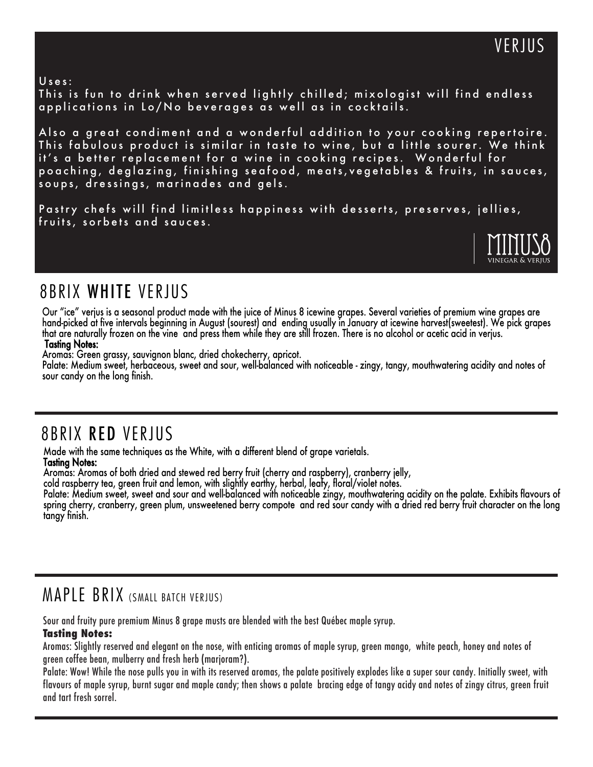## VERJUS

Uses:
This is fun to drink when served lightly chilled; mixologist will find endless applications in Lo/No beverages as well as in cocktails.

Also a great condiment and a wonderful addition to your cooking repertoire. This fabulous product is similar in taste to wine, but a little sourer. We think it's a better replacement for a wine in cooking recipes. Wonderful for poaching, deglazing, finishing seafood, meats,vegetables & fruits, in sauces, soups, dressings, marinades and gels.

Pastry chefs will find limitless happiness with desserts, preserves, jellies, fruits, sorbets and sauces.

MINUS8
VINEGAR & VERJUS

## 8BRIX **WHITE** VERJUS

Our "ice" verjus is a seasonal product made with the juice of Minus 8 icewine grapes. Several varieties of premium wine grapes are hand-picked at five intervals beginning in August (sourest) and ending usually in January at icewine harvest(sweetest). We pick grapes that are naturally frozen on the vine and press them while they are still frozen. There is no alcohol or acetic acid in verjus.

**Tasting Notes:**

Aromas: Green grassy, sauvignon blanc, dried chokecherry, apricot.

Palate: Medium sweet, herbaceous, sweet and sour, well-balanced with noticeable - zingy, tangy, mouthwatering acidity and notes of sour candy on the long finish.

## 8BRIX **RED** VERJUS

Made with the same techniques as the White, with a different blend of grape varietals.

**Tasting Notes:**

Aromas: Aromas of both dried and stewed red berry fruit (cherry and raspberry), cranberry jelly, cold raspberry tea, green fruit and lemon, with slightly earthy, herbal, leafy, floral/violet notes.

Palate: Medium sweet, sweet and sour and well-balanced with noticeable zingy, mouthwatering acidity on the palate. Exhibits flavours of spring cherry, cranberry, green plum, unsweetened berry compote and red sour candy with a dried red berry fruit character on the long tangy finish.

## MAPLE BRIX (SMALL BATCH VERJUS)

Sour and fruity pure premium Minus 8 grape musts are blended with the best Québec maple syrup.

**Tasting Notes:**

Aromas: Slightly reserved and elegant on the nose, with enticing aromas of maple syrup, green mango, white peach, honey and notes of green coffee bean, mulberry and fresh herb (marjoram?).

Palate: Wow! While the nose pulls you in with its reserved aromas, the palate positively explodes like a super sour candy. Initially sweet, with flavours of maple syrup, burnt sugar and maple candy; then shows a palate bracing edge of tangy acidy and notes of zingy citrus, green fruit and tart fresh sorrel.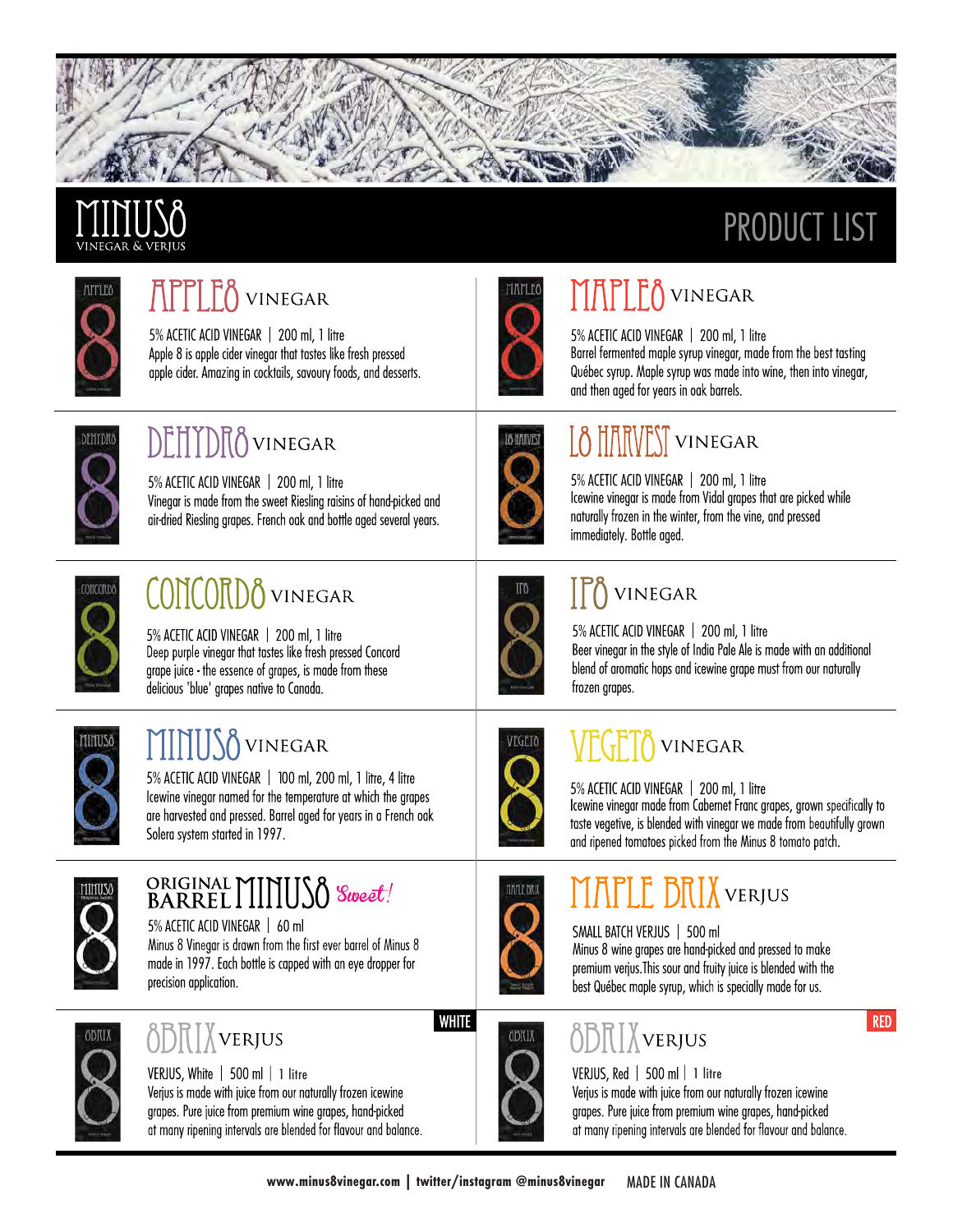# MINUS8 VINEGAR & VERJUS

# PRODUCT LIST

## APPLE8 VINEGAR

5% ACETIC ACID VINEGAR | 200 ml, 1 litre

Apple 8 is apple cider vinegar that tastes like fresh pressed apple cider. Amazing in cocktails, savoury foods, and desserts.

## MAPLE8 VINEGAR

5% ACETIC ACID VINEGAR | 200 ml, 1 litre

Barrel fermented maple syrup vinegar, made from the best tasting Québec syrup. Maple syrup was made into wine, then into vinegar, and then aged for years in oak barrels.

## DEHYDR8 VINEGAR

5% ACETIC ACID VINEGAR | 200 ml, 1 litre

Vinegar is made from the sweet Riesling raisins of hand-picked and air-dried Riesling grapes. French oak and bottle aged several years.

## L8 HARVEST VINEGAR

5% ACETIC ACID VINEGAR | 200 ml, 1 litre

Icewine vinegar is made from Vidal grapes that are picked while naturally frozen in the winter, from the vine, and pressed immediately. Bottle aged.

## CONCORD8 VINEGAR

5% ACETIC ACID VINEGAR | 200 ml, 1 litre

Deep purple vinegar that tastes like fresh pressed Concord grape juice - the essence of grapes, is made from these delicious 'blue' grapes native to Canada.

## IP8 VINEGAR

5% ACETIC ACID VINEGAR | 200 ml, 1 litre

Beer vinegar in the style of India Pale Ale is made with an additional blend of aromatic hops and icewine grape must from our naturally frozen grapes.

## MINUS8 VINEGAR

5% ACETIC ACID VINEGAR | 100 ml, 200 ml, 1 litre, 4 litre

Icewine vinegar named for the temperature at which the grapes are harvested and pressed. Barrel aged for years in a French oak Solera system started in 1997.

## VEGET8 VINEGAR

5% ACETIC ACID VINEGAR | 200 ml, 1 litre

Icewine vinegar made from Cabernet Franc grapes, grown specifically to taste vegetive, is blended with vinegar we made from beautifully grown and ripened tomatoes picked from the Minus 8 tomato patch.

## ORIGINAL BARREL MINUS8 *Sweet!*

5% ACETIC ACID VINEGAR | 60 ml

Minus 8 Vinegar is drawn from the first ever barrel of Minus 8 made in 1997. Each bottle is capped with an eye dropper for precision application.

## MAPLE BRIX VERJUS

SMALL BATCH VERJUS | 500 ml

Minus 8 wine grapes are hand-picked and pressed to make premium verjus.This sour and fruity juice is blended with the best Québec maple syrup, which is specially made for us.

## 8BRIX VERJUS — WHITE

VERJUS, White | 500 ml | 1 litre

Verjus is made with juice from our naturally frozen icewine grapes. Pure juice from premium wine grapes, hand-picked at many ripening intervals are blended for flavour and balance.

## 8BRIX VERJUS — RED

VERJUS, Red | 500 ml | 1 litre

Verjus is made with juice from our naturally frozen icewine grapes. Pure juice from premium wine grapes, hand-picked at many ripening intervals are blended for flavour and balance.

**www.minus8vinegar.com | twitter/instagram @minus8vinegar** MADE IN CANADA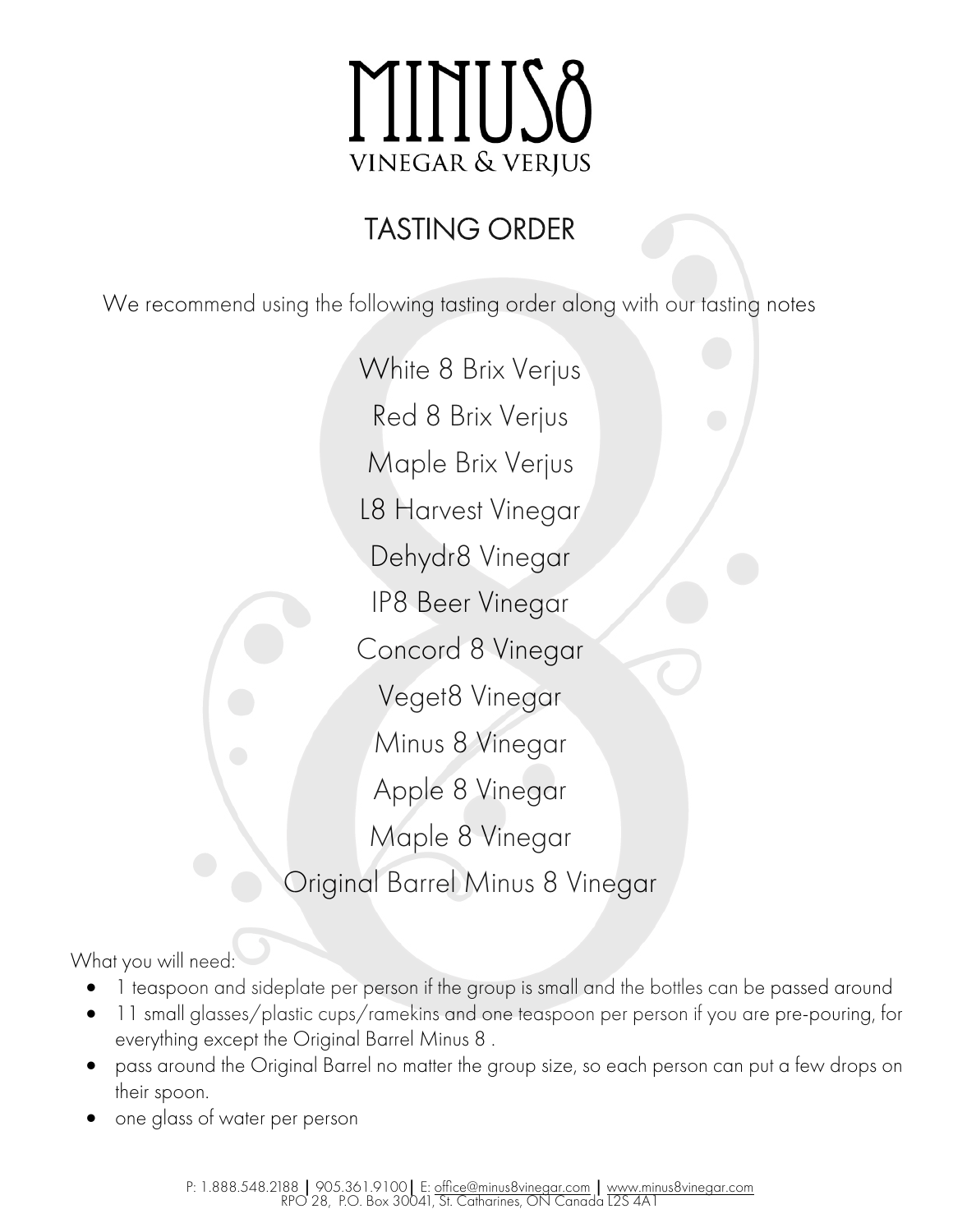# MINUS8

VINEGAR & VERJUS

## TASTING ORDER

We recommend using the following tasting order along with our tasting notes

White 8 Brix Verjus

Red 8 Brix Verjus

Maple Brix Verjus

L8 Harvest Vinegar

Dehydr8 Vinegar

IP8 Beer Vinegar

Concord 8 Vinegar

Veget8 Vinegar

Minus 8 Vinegar

Apple 8 Vinegar

Maple 8 Vinegar

Original Barrel Minus 8 Vinegar

What you will need:

- 1 teaspoon and sideplate per person if the group is small and the bottles can be passed around
- 11 small glasses/plastic cups/ramekins and one teaspoon per person if you are pre-pouring, for everything except the Original Barrel Minus 8 .
- pass around the Original Barrel no matter the group size, so each person can put a few drops on their spoon.
- one glass of water per person

P: 1.888.548.2188 | 905.361.9100 | E: office@minus8vinegar.com | www.minus8vinegar.com
RPO 28, P.O. Box 30041, St. Catharines, ON Canada L2S 4A1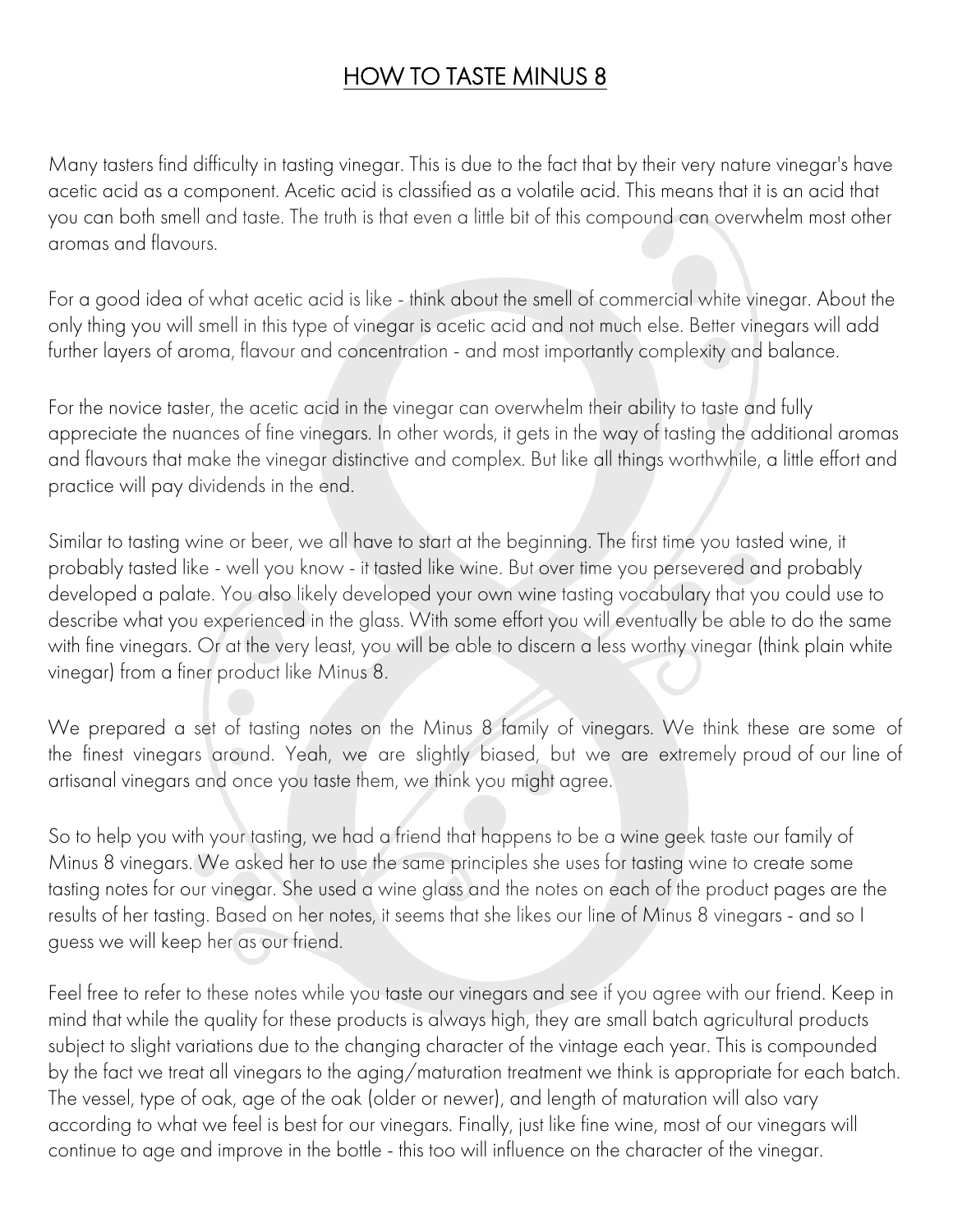# HOW TO TASTE MINUS 8

Many tasters find difficulty in tasting vinegar. This is due to the fact that by their very nature vinegar's have acetic acid as a component. Acetic acid is classified as a volatile acid. This means that it is an acid that you can both smell and taste. The truth is that even a little bit of this compound can overwhelm most other aromas and flavours.

For a good idea of what acetic acid is like - think about the smell of commercial white vinegar. About the only thing you will smell in this type of vinegar is acetic acid and not much else. Better vinegars will add further layers of aroma, flavour and concentration - and most importantly complexity and balance.

For the novice taster, the acetic acid in the vinegar can overwhelm their ability to taste and fully appreciate the nuances of fine vinegars. In other words, it gets in the way of tasting the additional aromas and flavours that make the vinegar distinctive and complex. But like all things worthwhile, a little effort and practice will pay dividends in the end.

Similar to tasting wine or beer, we all have to start at the beginning. The first time you tasted wine, it probably tasted like - well you know - it tasted like wine. But over time you persevered and probably developed a palate. You also likely developed your own wine tasting vocabulary that you could use to describe what you experienced in the glass. With some effort you will eventually be able to do the same with fine vinegars. Or at the very least, you will be able to discern a less worthy vinegar (think plain white vinegar) from a finer product like Minus 8.

We prepared a set of tasting notes on the Minus 8 family of vinegars. We think these are some of the finest vinegars around. Yeah, we are slightly biased, but we are extremely proud of our line of artisanal vinegars and once you taste them, we think you might agree.

So to help you with your tasting, we had a friend that happens to be a wine geek taste our family of Minus 8 vinegars. We asked her to use the same principles she uses for tasting wine to create some tasting notes for our vinegar. She used a wine glass and the notes on each of the product pages are the results of her tasting. Based on her notes, it seems that she likes our line of Minus 8 vinegars - and so I guess we will keep her as our friend.

Feel free to refer to these notes while you taste our vinegars and see if you agree with our friend. Keep in mind that while the quality for these products is always high, they are small batch agricultural products subject to slight variations due to the changing character of the vintage each year. This is compounded by the fact we treat all vinegars to the aging/maturation treatment we think is appropriate for each batch. The vessel, type of oak, age of the oak (older or newer), and length of maturation will also vary according to what we feel is best for our vinegars. Finally, just like fine wine, most of our vinegars will continue to age and improve in the bottle - this too will influence on the character of the vinegar.